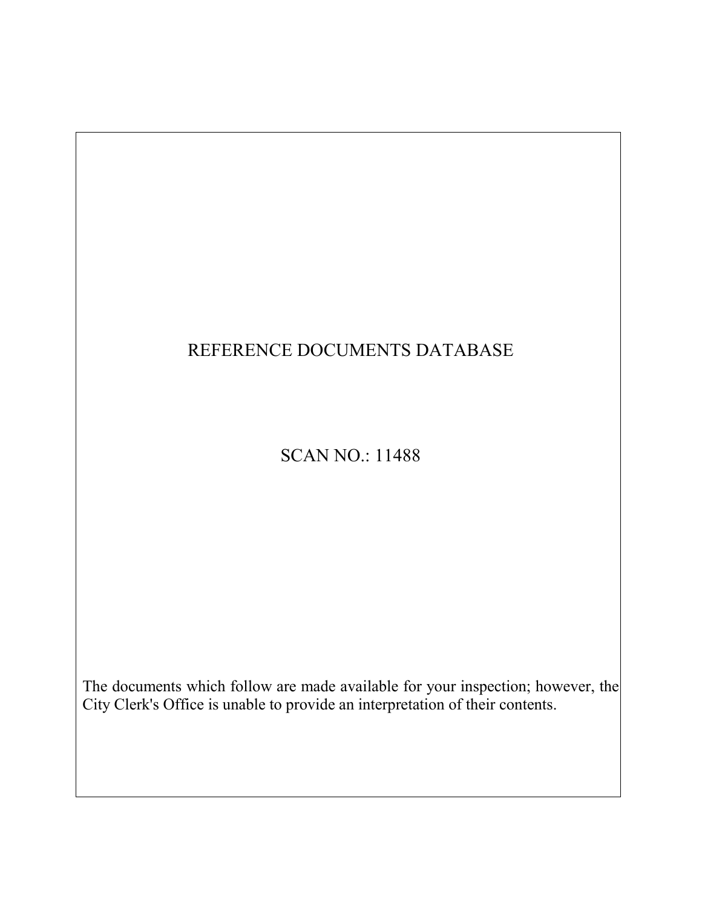REFERENCE DOCUMENTS DATABASE

SCAN NO.: 11488

The documents which follow are made available for your inspection; however, the City Clerk's Office is unable to provide an interpretation of their contents.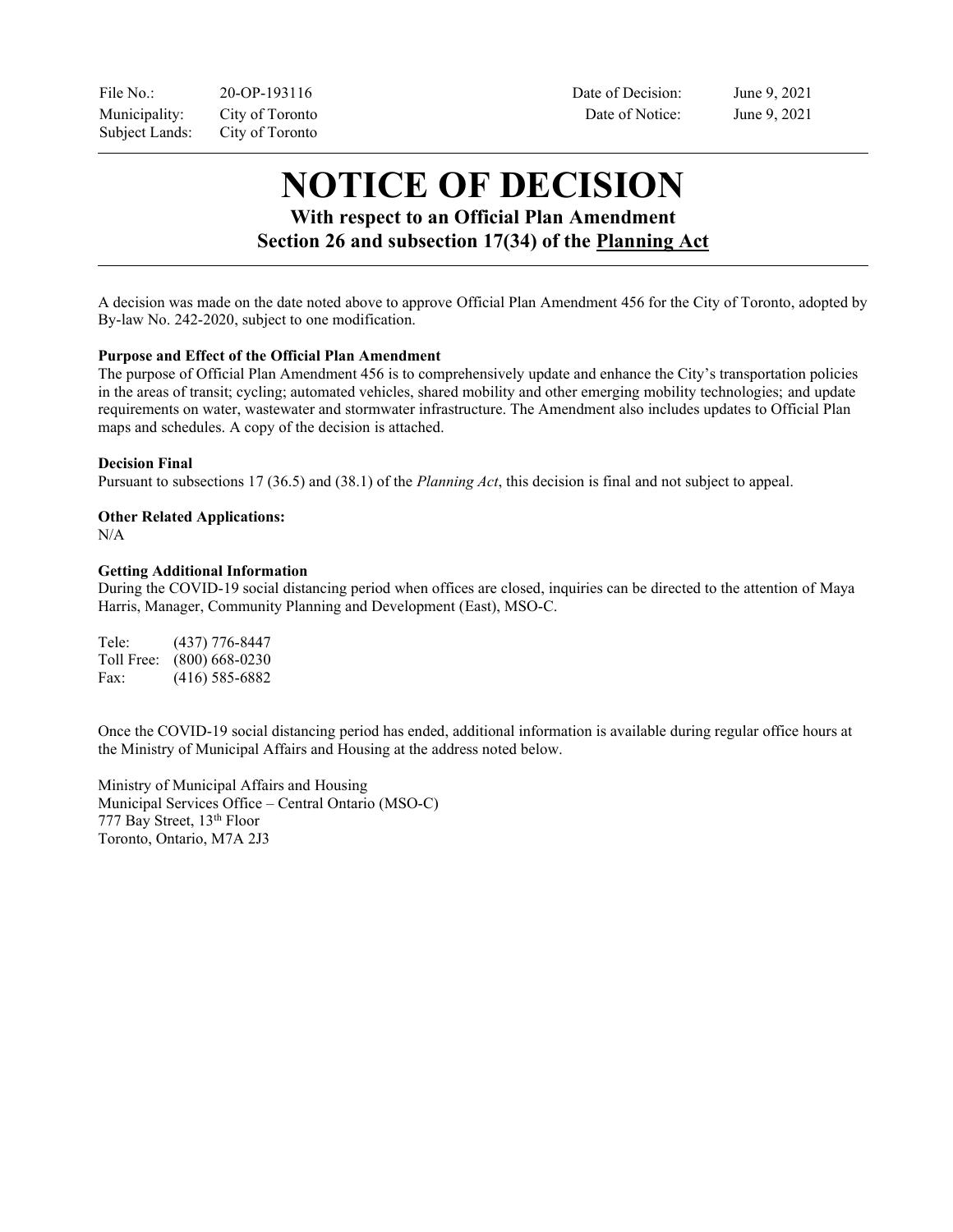| File No.: | 20-OP-193116 | Date of Decision: | June 9, 2021 |
|---|---|---|---|
| Municipality: | City of Toronto | Date of Notice: | June 9, 2021 |
| Subject Lands: | City of Toronto | | |

# NOTICE OF DECISION

### With respect to an Official Plan Amendment
### Section 26 and subsection 17(34) of the Planning Act

A decision was made on the date noted above to approve Official Plan Amendment 456 for the City of Toronto, adopted by By-law No. 242-2020, subject to one modification.

**Purpose and Effect of the Official Plan Amendment**
The purpose of Official Plan Amendment 456 is to comprehensively update and enhance the City's transportation policies in the areas of transit; cycling; automated vehicles, shared mobility and other emerging mobility technologies; and update requirements on water, wastewater and stormwater infrastructure. The Amendment also includes updates to Official Plan maps and schedules. A copy of the decision is attached.

**Decision Final**
Pursuant to subsections 17 (36.5) and (38.1) of the *Planning Act*, this decision is final and not subject to appeal.

**Other Related Applications:**
N/A

**Getting Additional Information**
During the COVID-19 social distancing period when offices are closed, inquiries can be directed to the attention of Maya Harris, Manager, Community Planning and Development (East), MSO-C.

Tele: (437) 776-8447
Toll Free: (800) 668-0230
Fax: (416) 585-6882

Once the COVID-19 social distancing period has ended, additional information is available during regular office hours at the Ministry of Municipal Affairs and Housing at the address noted below.

Ministry of Municipal Affairs and Housing
Municipal Services Office – Central Ontario (MSO-C)
777 Bay Street, 13th Floor
Toronto, Ontario, M7A 2J3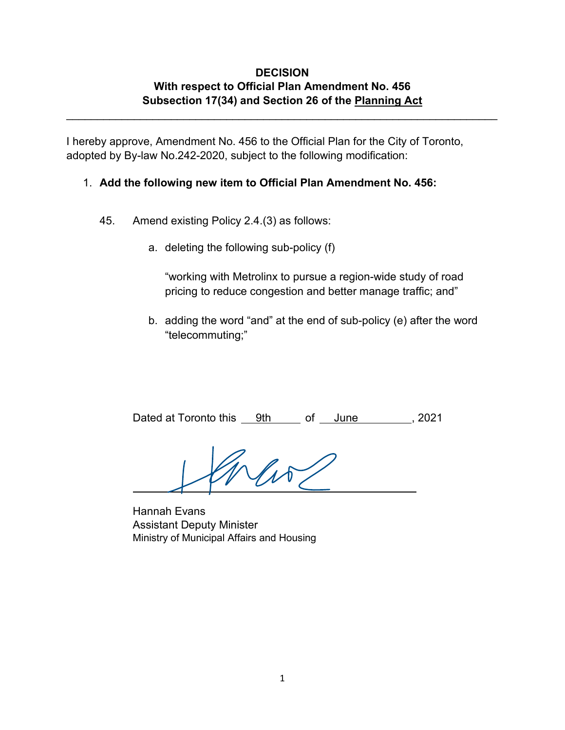**DECISION**
**With respect to Official Plan Amendment No. 456**
**Subsection 17(34) and Section 26 of the Planning Act**

---

I hereby approve, Amendment No. 456 to the Official Plan for the City of Toronto, adopted by By-law No.242-2020, subject to the following modification:

1. **Add the following new item to Official Plan Amendment No. 456:**

45. Amend existing Policy 2.4.(3) as follows:

   a. deleting the following sub-policy (f)

      "working with Metrolinx to pursue a region-wide study of road pricing to reduce congestion and better manage traffic; and"

   b. adding the word "and" at the end of sub-policy (e) after the word "telecommuting;"

Dated at Toronto this 9th of June, 2021

Hannah Evans
Assistant Deputy Minister
Ministry of Municipal Affairs and Housing